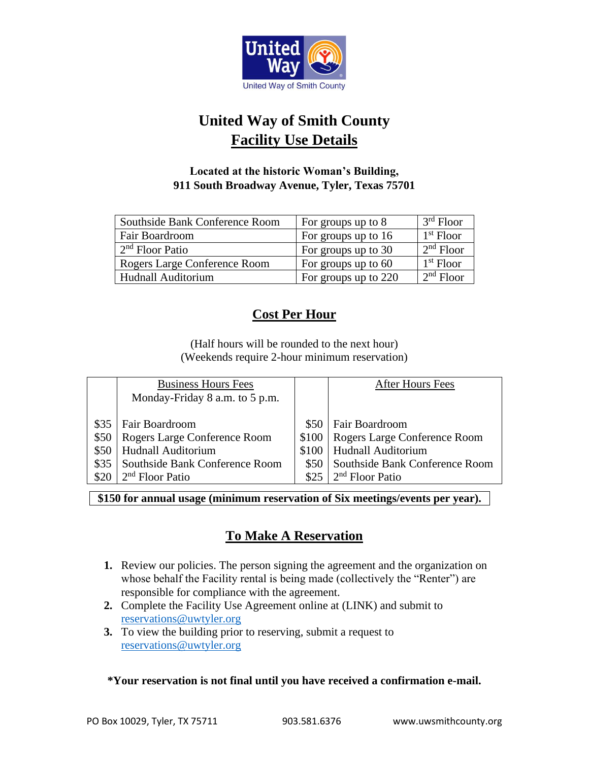# United Way of Smith County
## Facility Use Details

**Located at the historic Woman's Building,**
**911 South Broadway Avenue, Tyler, Texas 75701**

| Room | Capacity | Floor |
|---|---|---|
| Southside Bank Conference Room | For groups up to 8 | 3rd Floor |
| Fair Boardroom | For groups up to 16 | 1st Floor |
| 2nd Floor Patio | For groups up to 30 | 2nd Floor |
| Rogers Large Conference Room | For groups up to 60 | 1st Floor |
| Hudnall Auditorium | For groups up to 220 | 2nd Floor |

## Cost Per Hour

(Half hours will be rounded to the next hour)
(Weekends require 2-hour minimum reservation)

| | Business Hours Fees<br>Monday-Friday 8 a.m. to 5 p.m. | | After Hours Fees |
|---|---|---|---|
| $35 | Fair Boardroom | $50 | Fair Boardroom |
| $50 | Rogers Large Conference Room | $100 | Rogers Large Conference Room |
| $50 | Hudnall Auditorium | $100 | Hudnall Auditorium |
| $35 | Southside Bank Conference Room | $50 | Southside Bank Conference Room |
| $20 | 2nd Floor Patio | $25 | 2nd Floor Patio |

**$150 for annual usage (minimum reservation of Six meetings/events per year).**

## To Make A Reservation

1. Review our policies. The person signing the agreement and the organization on whose behalf the Facility rental is being made (collectively the "Renter") are responsible for compliance with the agreement.
2. Complete the Facility Use Agreement online at (LINK) and submit to reservations@uwtyler.org
3. To view the building prior to reserving, submit a request to reservations@uwtyler.org

**\*Your reservation is not final until you have received a confirmation e-mail.**

PO Box 10029, Tyler, TX 75711 | 903.581.6376 | www.uwsmithcounty.org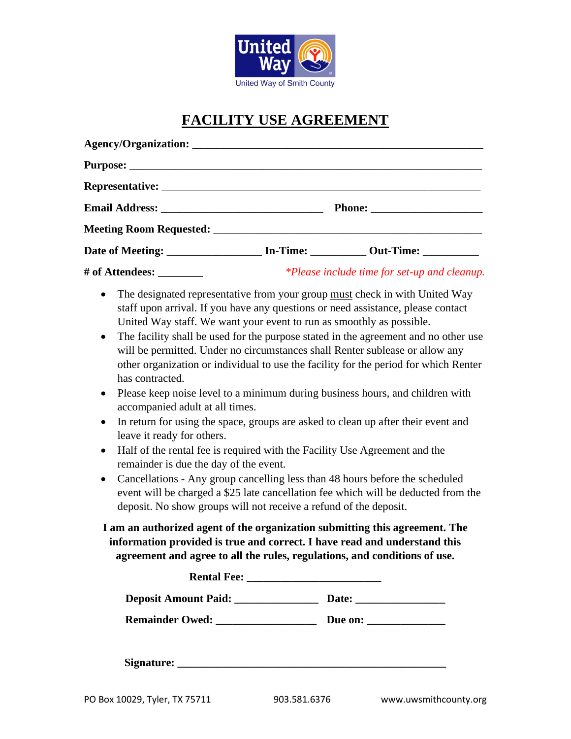United Way of Smith County

# FACILITY USE AGREEMENT

**Agency/Organization:** ____________________________________________________

**Purpose:** ____________________________________________________________

**Representative:** _______________________________________________________

**Email Address:** ______________________________ **Phone:** __________________

**Meeting Room Requested:** ________________________________________________

**Date of Meeting:** _________________ **In-Time:** __________ **Out-Time:** __________

**# of Attendees:** ________ *\*Please include time for set-up and cleanup.*

- The designated representative from your group must check in with United Way staff upon arrival. If you have any questions or need assistance, please contact United Way staff. We want your event to run as smoothly as possible.
- The facility shall be used for the purpose stated in the agreement and no other use will be permitted. Under no circumstances shall Renter sublease or allow any other organization or individual to use the facility for the period for which Renter has contracted.
- Please keep noise level to a minimum during business hours, and children with accompanied adult at all times.
- In return for using the space, groups are asked to clean up after their event and leave it ready for others.
- Half of the rental fee is required with the Facility Use Agreement and the remainder is due the day of the event.
- Cancellations - Any group cancelling less than 48 hours before the scheduled event will be charged a $25 late cancellation fee which will be deducted from the deposit. No show groups will not receive a refund of the deposit.

**I am an authorized agent of the organization submitting this agreement. The information provided is true and correct. I have read and understand this agreement and agree to all the rules, regulations, and conditions of use.**

**Rental Fee:** ________________________

**Deposit Amount Paid:** _______________ **Date:** ________________

**Remainder Owed:** __________________ **Due on:** ______________

**Signature:** ________________________________________________

PO Box 10029, Tyler, TX 75711 903.581.6376 www.uwsmithcounty.org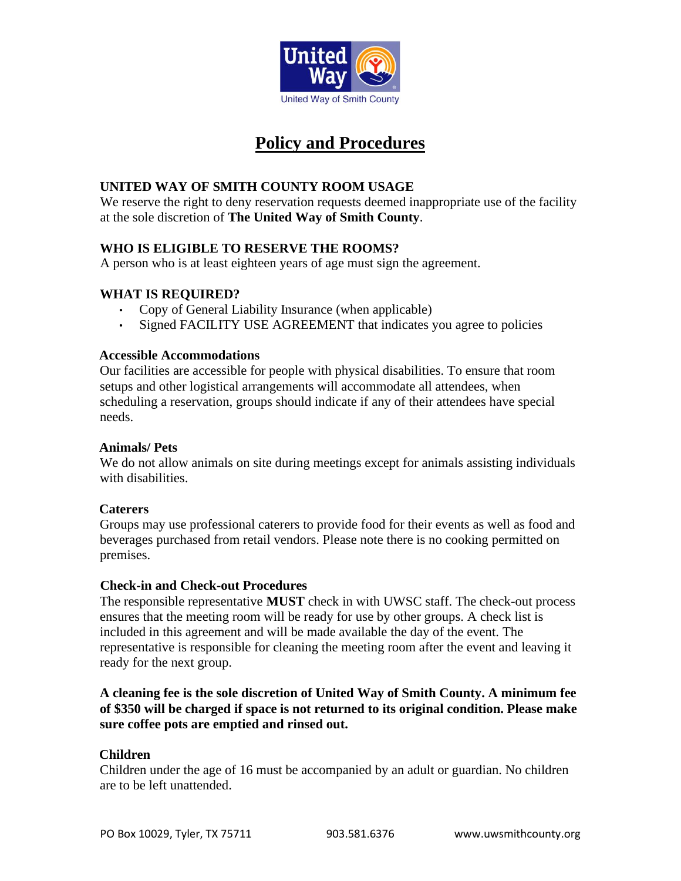# Policy and Procedures

## UNITED WAY OF SMITH COUNTY ROOM USAGE

We reserve the right to deny reservation requests deemed inappropriate use of the facility at the sole discretion of **The United Way of Smith County**.

## WHO IS ELIGIBLE TO RESERVE THE ROOMS?

A person who is at least eighteen years of age must sign the agreement.

## WHAT IS REQUIRED?

- Copy of General Liability Insurance (when applicable)
- Signed FACILITY USE AGREEMENT that indicates you agree to policies

### Accessible Accommodations

Our facilities are accessible for people with physical disabilities. To ensure that room setups and other logistical arrangements will accommodate all attendees, when scheduling a reservation, groups should indicate if any of their attendees have special needs.

### Animals/ Pets

We do not allow animals on site during meetings except for animals assisting individuals with disabilities.

### Caterers

Groups may use professional caterers to provide food for their events as well as food and beverages purchased from retail vendors. Please note there is no cooking permitted on premises.

### Check-in and Check-out Procedures

The responsible representative **MUST** check in with UWSC staff. The check-out process ensures that the meeting room will be ready for use by other groups. A check list is included in this agreement and will be made available the day of the event. The representative is responsible for cleaning the meeting room after the event and leaving it ready for the next group.

**A cleaning fee is the sole discretion of United Way of Smith County. A minimum fee of $350 will be charged if space is not returned to its original condition. Please make sure coffee pots are emptied and rinsed out.**

### Children

Children under the age of 16 must be accompanied by an adult or guardian. No children are to be left unattended.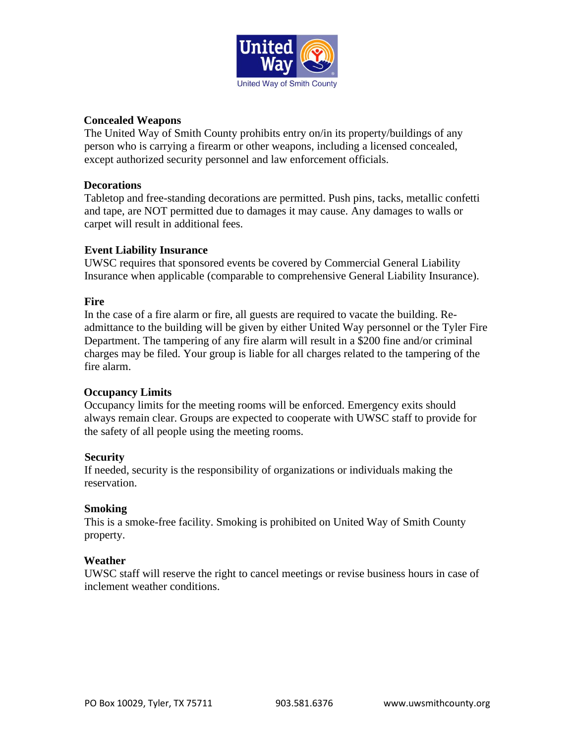**Concealed Weapons**
The United Way of Smith County prohibits entry on/in its property/buildings of any person who is carrying a firearm or other weapons, including a licensed concealed, except authorized security personnel and law enforcement officials.

**Decorations**
Tabletop and free-standing decorations are permitted. Push pins, tacks, metallic confetti and tape, are NOT permitted due to damages it may cause. Any damages to walls or carpet will result in additional fees.

**Event Liability Insurance**
UWSC requires that sponsored events be covered by Commercial General Liability Insurance when applicable (comparable to comprehensive General Liability Insurance).

**Fire**
In the case of a fire alarm or fire, all guests are required to vacate the building. Re-admittance to the building will be given by either United Way personnel or the Tyler Fire Department. The tampering of any fire alarm will result in a $200 fine and/or criminal charges may be filed. Your group is liable for all charges related to the tampering of the fire alarm.

**Occupancy Limits**
Occupancy limits for the meeting rooms will be enforced. Emergency exits should always remain clear. Groups are expected to cooperate with UWSC staff to provide for the safety of all people using the meeting rooms.

**Security**
If needed, security is the responsibility of organizations or individuals making the reservation.

**Smoking**
This is a smoke-free facility. Smoking is prohibited on United Way of Smith County property.

**Weather**
UWSC staff will reserve the right to cancel meetings or revise business hours in case of inclement weather conditions.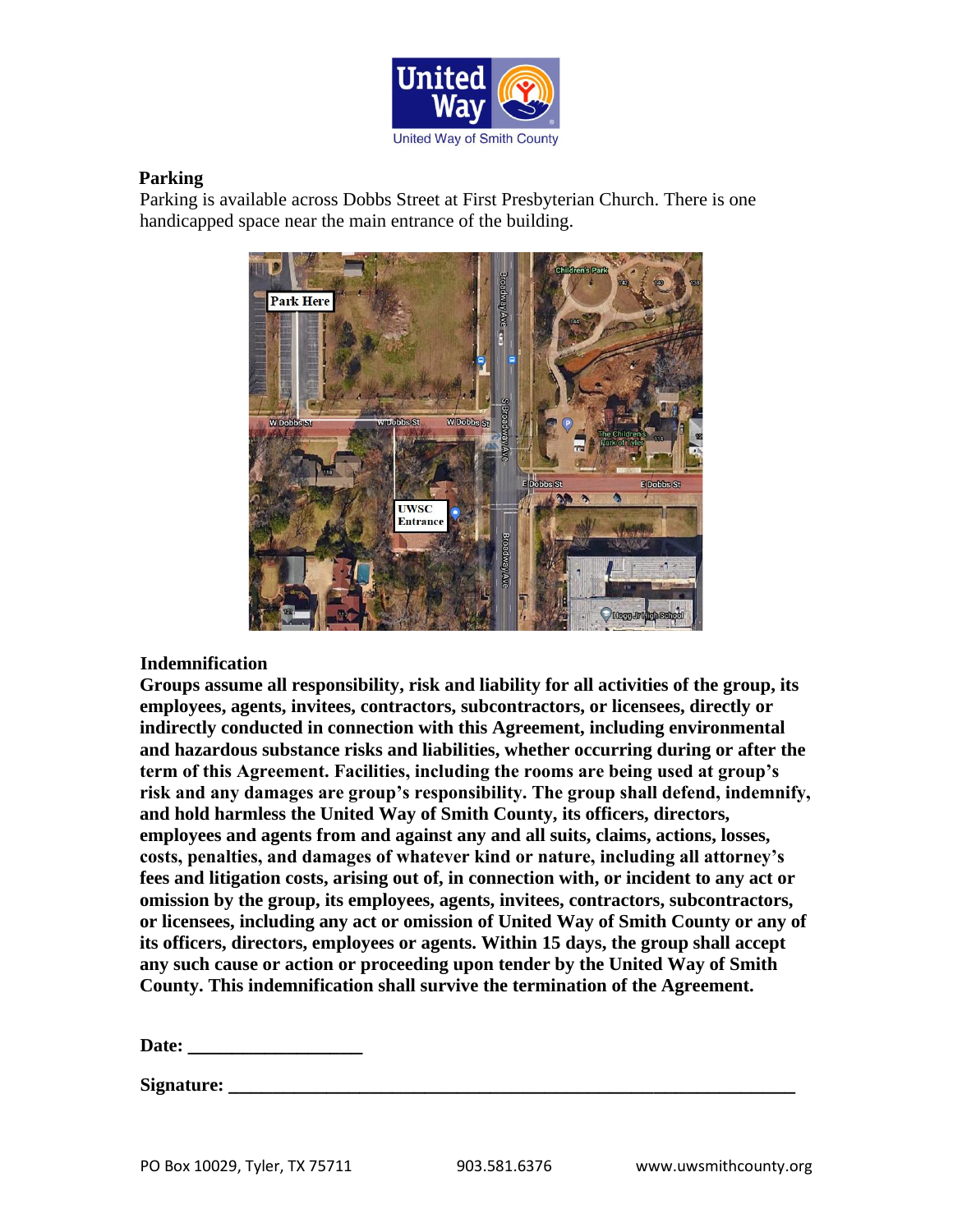## Parking

Parking is available across Dobbs Street at First Presbyterian Church. There is one handicapped space near the main entrance of the building.

## Indemnification

**Groups assume all responsibility, risk and liability for all activities of the group, its employees, agents, invitees, contractors, subcontractors, or licensees, directly or indirectly conducted in connection with this Agreement, including environmental and hazardous substance risks and liabilities, whether occurring during or after the term of this Agreement. Facilities, including the rooms are being used at group's risk and any damages are group's responsibility. The group shall defend, indemnify, and hold harmless the United Way of Smith County, its officers, directors, employees and agents from and against any and all suits, claims, actions, losses, costs, penalties, and damages of whatever kind or nature, including all attorney's fees and litigation costs, arising out of, in connection with, or incident to any act or omission by the group, its employees, agents, invitees, contractors, subcontractors, or licensees, including any act or omission of United Way of Smith County or any of its officers, directors, employees or agents. Within 15 days, the group shall accept any such cause or action or proceeding upon tender by the United Way of Smith County. This indemnification shall survive the termination of the Agreement.**

**Date:** ___________________

**Signature:** _____________________________________________________________

PO Box 10029, Tyler, TX 75711    903.581.6376    www.uwsmithcounty.org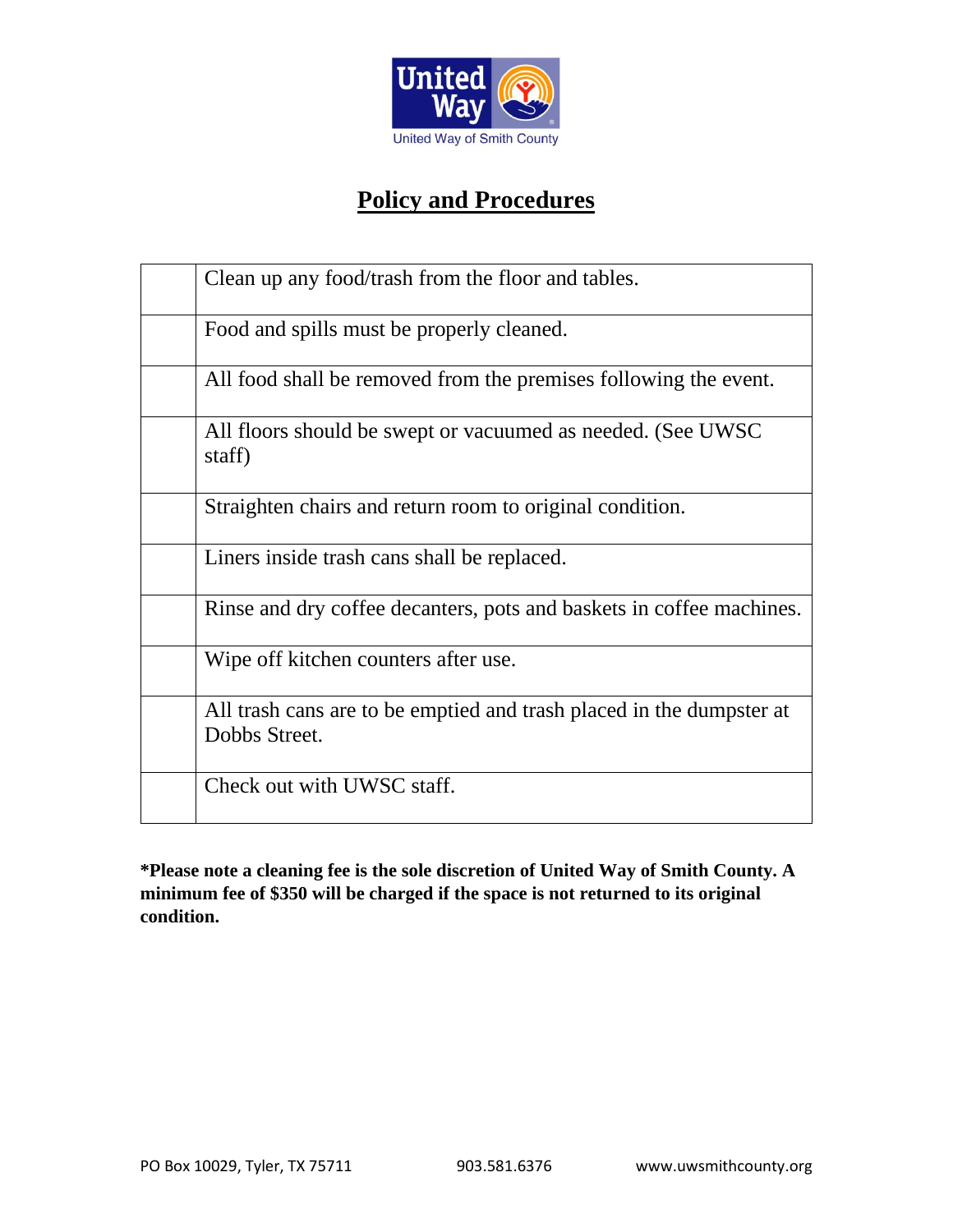United Way

United Way of Smith County

# Policy and Procedures

| | |
|---|---|
| | Clean up any food/trash from the floor and tables. |
| | Food and spills must be properly cleaned. |
| | All food shall be removed from the premises following the event. |
| | All floors should be swept or vacuumed as needed. (See UWSC staff) |
| | Straighten chairs and return room to original condition. |
| | Liners inside trash cans shall be replaced. |
| | Rinse and dry coffee decanters, pots and baskets in coffee machines. |
| | Wipe off kitchen counters after use. |
| | All trash cans are to be emptied and trash placed in the dumpster at Dobbs Street. |
| | Check out with UWSC staff. |

**\*Please note a cleaning fee is the sole discretion of United Way of Smith County. A minimum fee of $350 will be charged if the space is not returned to its original condition.**

PO Box 10029, Tyler, TX 75711 903.581.6376 www.uwsmithcounty.org